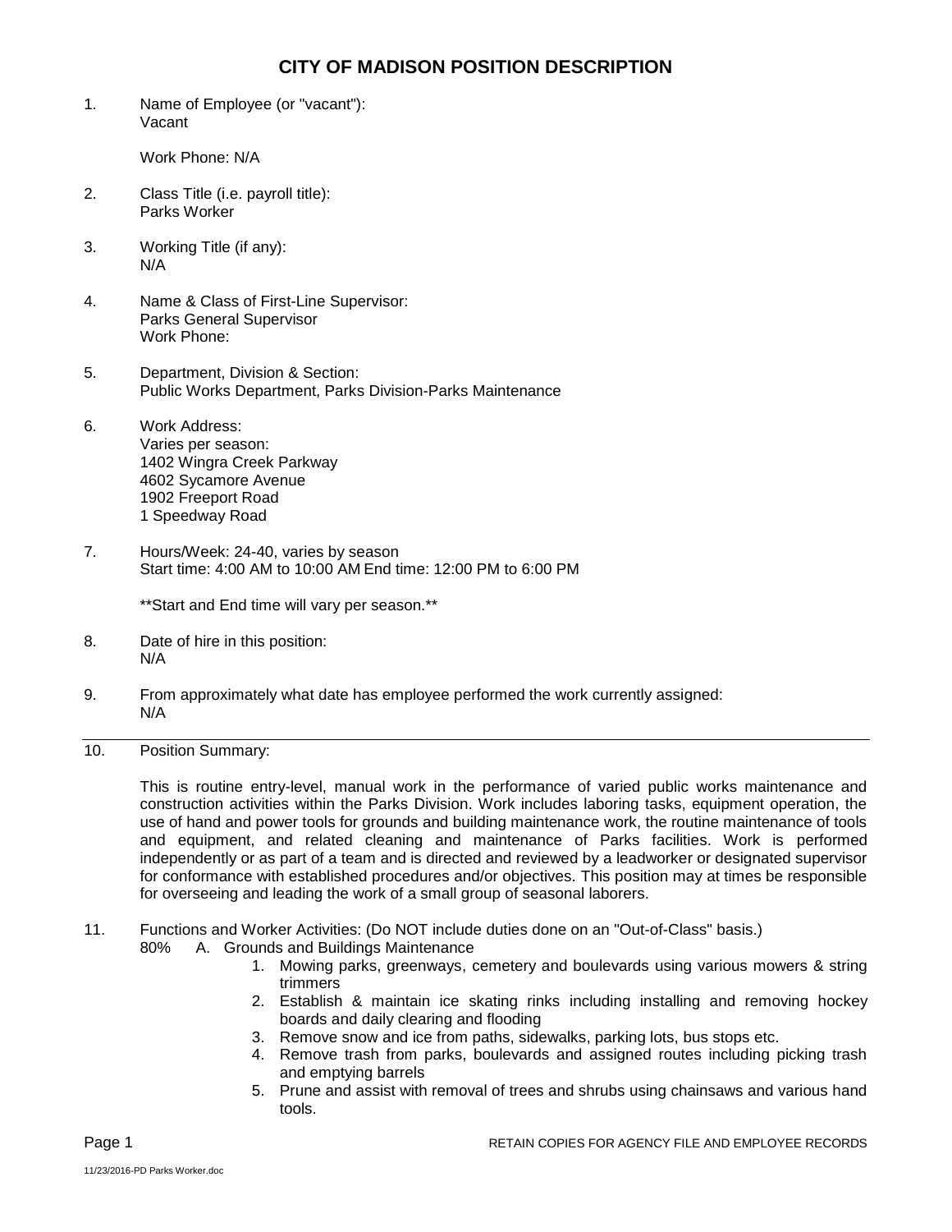# CITY OF MADISON POSITION DESCRIPTION

1. Name of Employee (or "vacant"):
   Vacant

   Work Phone: N/A

2. Class Title (i.e. payroll title):
   Parks Worker

3. Working Title (if any):
   N/A

4. Name & Class of First-Line Supervisor:
   Parks General Supervisor
   Work Phone:

5. Department, Division & Section:
   Public Works Department, Parks Division-Parks Maintenance

6. Work Address:
   Varies per season:
   1402 Wingra Creek Parkway
   4602 Sycamore Avenue
   1902 Freeport Road
   1 Speedway Road

7. Hours/Week: 24-40, varies by season
   Start time: 4:00 AM to 10:00 AM End time: 12:00 PM to 6:00 PM

   **Start and End time will vary per season.**

8. Date of hire in this position:
   N/A

9. From approximately what date has employee performed the work currently assigned:
   N/A

---

10. Position Summary:

    This is routine entry-level, manual work in the performance of varied public works maintenance and construction activities within the Parks Division. Work includes laboring tasks, equipment operation, the use of hand and power tools for grounds and building maintenance work, the routine maintenance of tools and equipment, and related cleaning and maintenance of Parks facilities. Work is performed independently or as part of a team and is directed and reviewed by a leadworker or designated supervisor for conformance with established procedures and/or objectives. This position may at times be responsible for overseeing and leading the work of a small group of seasonal laborers.

11. Functions and Worker Activities: (Do NOT include duties done on an "Out-of-Class" basis.)

    80% A. Grounds and Buildings Maintenance

    1. Mowing parks, greenways, cemetery and boulevards using various mowers & string trimmers
    2. Establish & maintain ice skating rinks including installing and removing hockey boards and daily clearing and flooding
    3. Remove snow and ice from paths, sidewalks, parking lots, bus stops etc.
    4. Remove trash from parks, boulevards and assigned routes including picking trash and emptying barrels
    5. Prune and assist with removal of trees and shrubs using chainsaws and various hand tools.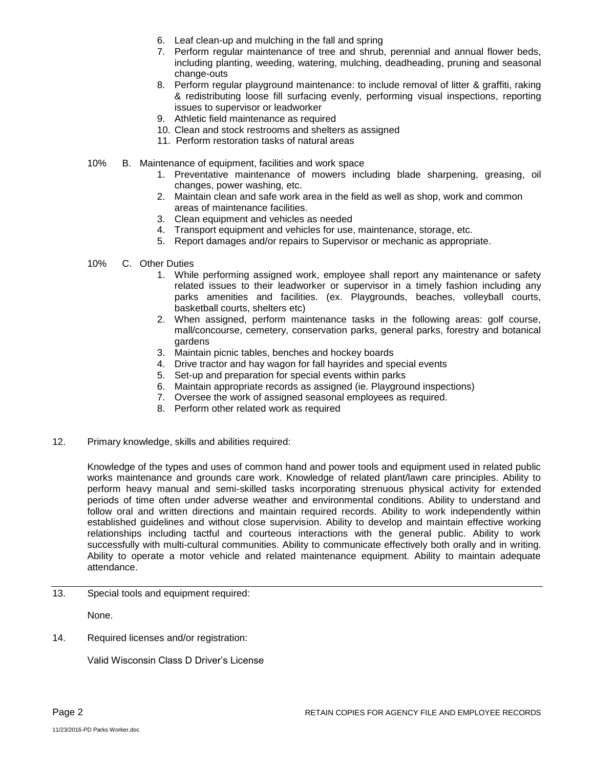6. Leaf clean-up and mulching in the fall and spring
7. Perform regular maintenance of tree and shrub, perennial and annual flower beds, including planting, weeding, watering, mulching, deadheading, pruning and seasonal change-outs
8. Perform regular playground maintenance: to include removal of litter & graffiti, raking & redistributing loose fill surfacing evenly, performing visual inspections, reporting issues to supervisor or leadworker
9. Athletic field maintenance as required
10. Clean and stock restrooms and shelters as assigned
11. Perform restoration tasks of natural areas

10% B. Maintenance of equipment, facilities and work space

1. Preventative maintenance of mowers including blade sharpening, greasing, oil changes, power washing, etc.
2. Maintain clean and safe work area in the field as well as shop, work and common areas of maintenance facilities.
3. Clean equipment and vehicles as needed
4. Transport equipment and vehicles for use, maintenance, storage, etc.
5. Report damages and/or repairs to Supervisor or mechanic as appropriate.

10% C. Other Duties

1. While performing assigned work, employee shall report any maintenance or safety related issues to their leadworker or supervisor in a timely fashion including any parks amenities and facilities. (ex. Playgrounds, beaches, volleyball courts, basketball courts, shelters etc)
2. When assigned, perform maintenance tasks in the following areas: golf course, mall/concourse, cemetery, conservation parks, general parks, forestry and botanical gardens
3. Maintain picnic tables, benches and hockey boards
4. Drive tractor and hay wagon for fall hayrides and special events
5. Set-up and preparation for special events within parks
6. Maintain appropriate records as assigned (ie. Playground inspections)
7. Oversee the work of assigned seasonal employees as required.
8. Perform other related work as required

12. Primary knowledge, skills and abilities required:

Knowledge of the types and uses of common hand and power tools and equipment used in related public works maintenance and grounds care work. Knowledge of related plant/lawn care principles. Ability to perform heavy manual and semi-skilled tasks incorporating strenuous physical activity for extended periods of time often under adverse weather and environmental conditions. Ability to understand and follow oral and written directions and maintain required records. Ability to work independently within established guidelines and without close supervision. Ability to develop and maintain effective working relationships including tactful and courteous interactions with the general public. Ability to work successfully with multi-cultural communities. Ability to communicate effectively both orally and in writing. Ability to operate a motor vehicle and related maintenance equipment. Ability to maintain adequate attendance.

13. Special tools and equipment required:

None.

14. Required licenses and/or registration:

Valid Wisconsin Class D Driver's License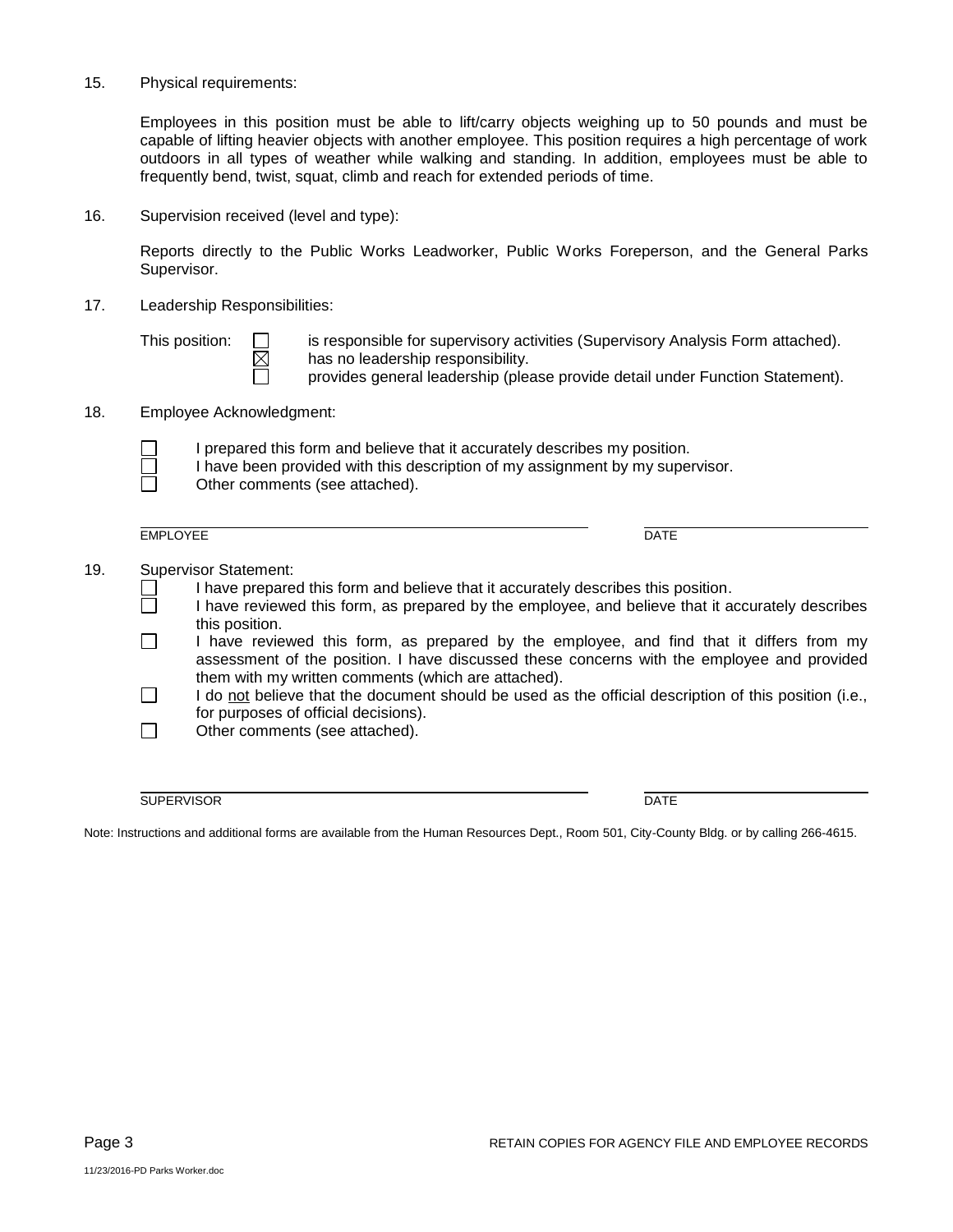15. Physical requirements:

    Employees in this position must be able to lift/carry objects weighing up to 50 pounds and must be capable of lifting heavier objects with another employee. This position requires a high percentage of work outdoors in all types of weather while walking and standing. In addition, employees must be able to frequently bend, twist, squat, climb and reach for extended periods of time.

16. Supervision received (level and type):

    Reports directly to the Public Works Leadworker, Public Works Foreperson, and the General Parks Supervisor.

17. Leadership Responsibilities:

    This position:
    - ☐ is responsible for supervisory activities (Supervisory Analysis Form attached).
    - ☒ has no leadership responsibility.
    - ☐ provides general leadership (please provide detail under Function Statement).

18. Employee Acknowledgment:

    - ☐ I prepared this form and believe that it accurately describes my position.
    - ☐ I have been provided with this description of my assignment by my supervisor.
    - ☐ Other comments (see attached).

    ______________________________ ______________
    EMPLOYEE DATE

19. Supervisor Statement:
    - ☐ I have prepared this form and believe that it accurately describes this position.
    - ☐ I have reviewed this form, as prepared by the employee, and believe that it accurately describes this position.
    - ☐ I have reviewed this form, as prepared by the employee, and find that it differs from my assessment of the position. I have discussed these concerns with the employee and provided them with my written comments (which are attached).
    - ☐ I do not believe that the document should be used as the official description of this position (i.e., for purposes of official decisions).
    - ☐ Other comments (see attached).

    ______________________________ ______________
    SUPERVISOR DATE

Note: Instructions and additional forms are available from the Human Resources Dept., Room 501, City-County Bldg. or by calling 266-4615.

RETAIN COPIES FOR AGENCY FILE AND EMPLOYEE RECORDS

11/23/2016-PD Parks Worker.doc